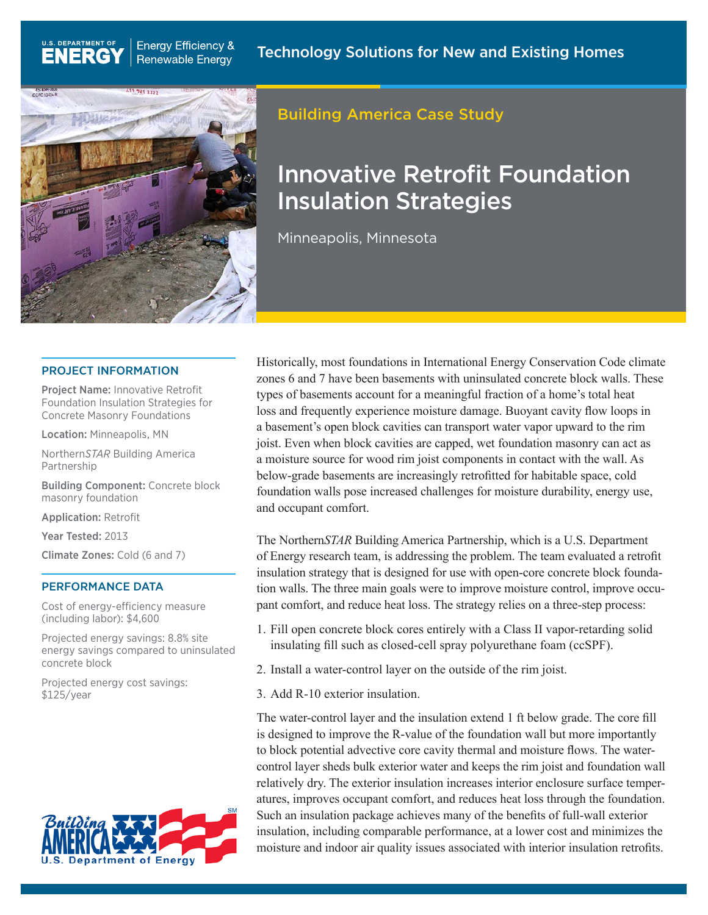U.S. DEPARTMENT OF ENERGY | Energy Efficiency & Renewable Energy

Technology Solutions for New and Existing Homes

Building America Case Study

# Innovative Retrofit Foundation Insulation Strategies

Minneapolis, Minnesota

## PROJECT INFORMATION

**Project Name:** Innovative Retrofit Foundation Insulation Strategies for Concrete Masonry Foundations

**Location:** Minneapolis, MN

Northern*STAR* Building America Partnership

**Building Component:** Concrete block masonry foundation

**Application:** Retrofit

**Year Tested:** 2013

**Climate Zones:** Cold (6 and 7)

## PERFORMANCE DATA

Cost of energy-efficiency measure (including labor): $4,600

Projected energy savings: 8.8% site energy savings compared to uninsulated concrete block

Projected energy cost savings: $125/year

Historically, most foundations in International Energy Conservation Code climate zones 6 and 7 have been basements with uninsulated concrete block walls. These types of basements account for a meaningful fraction of a home's total heat loss and frequently experience moisture damage. Buoyant cavity flow loops in a basement's open block cavities can transport water vapor upward to the rim joist. Even when block cavities are capped, wet foundation masonry can act as a moisture source for wood rim joist components in contact with the wall. As below-grade basements are increasingly retrofitted for habitable space, cold foundation walls pose increased challenges for moisture durability, energy use, and occupant comfort.

The Northern*STAR* Building America Partnership, which is a U.S. Department of Energy research team, is addressing the problem. The team evaluated a retrofit insulation strategy that is designed for use with open-core concrete block foundation walls. The three main goals were to improve moisture control, improve occupant comfort, and reduce heat loss. The strategy relies on a three-step process:

1. Fill open concrete block cores entirely with a Class II vapor-retarding solid insulating fill such as closed-cell spray polyurethane foam (ccSPF).
2. Install a water-control layer on the outside of the rim joist.
3. Add R-10 exterior insulation.

The water-control layer and the insulation extend 1 ft below grade. The core fill is designed to improve the R-value of the foundation wall but more importantly to block potential advective core cavity thermal and moisture flows. The water-control layer sheds bulk exterior water and keeps the rim joist and foundation wall relatively dry. The exterior insulation increases interior enclosure surface temperatures, improves occupant comfort, and reduces heat loss through the foundation. Such an insulation package achieves many of the benefits of full-wall exterior insulation, including comparable performance, at a lower cost and minimizes the moisture and indoor air quality issues associated with interior insulation retrofits.

Building America U.S. Department of Energy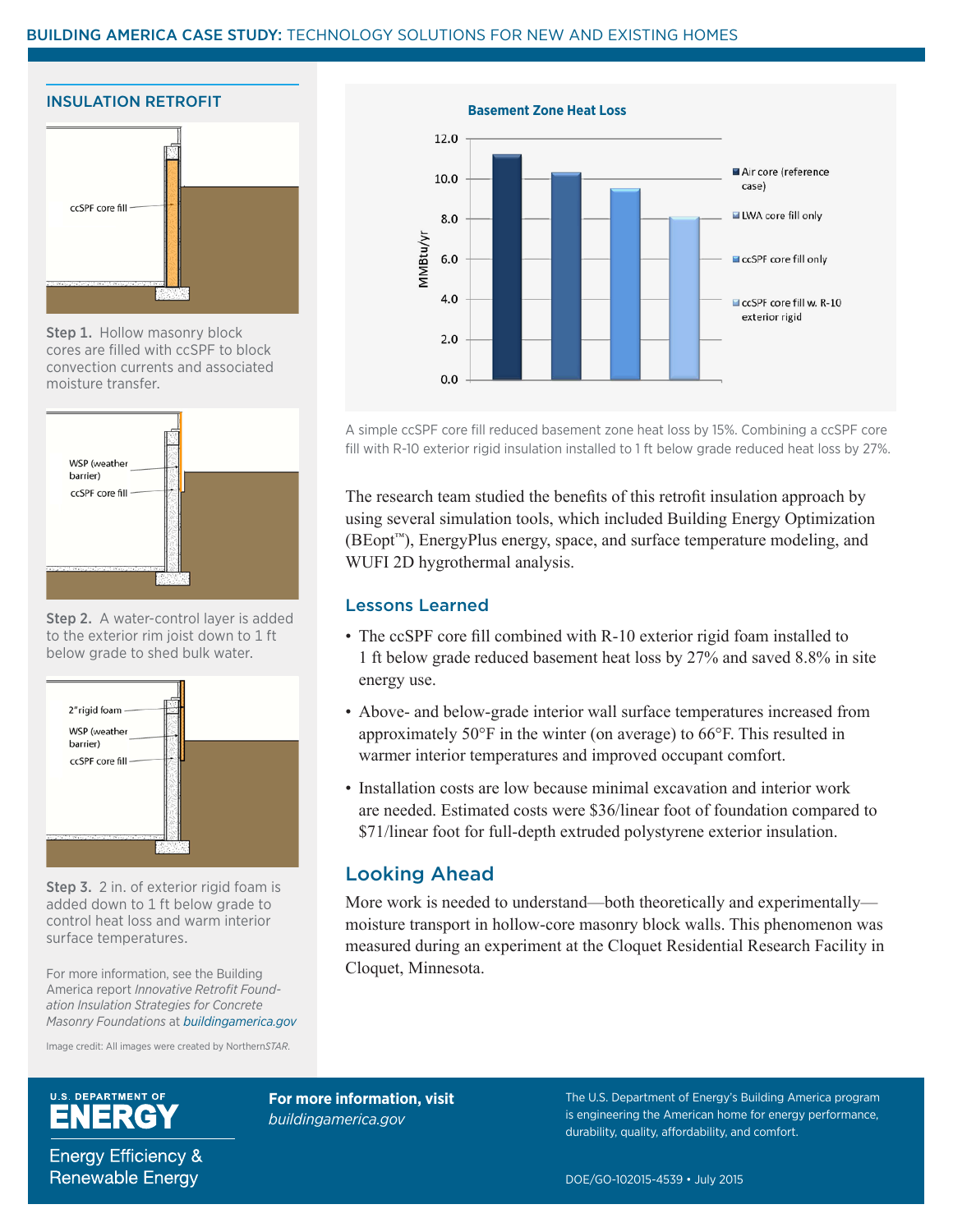## INSULATION RETROFIT

ccSPF core fill

**Step 1.** Hollow masonry block cores are filled with ccSPF to block convection currents and associated moisture transfer.

WSP (weather barrier)

ccSPF core fill

**Step 2.** A water-control layer is added to the exterior rim joist down to 1 ft below grade to shed bulk water.

2" rigid foam

WSP (weather barrier)

ccSPF core fill

**Step 3.** 2 in. of exterior rigid foam is added down to 1 ft below grade to control heat loss and warm interior surface temperatures.

For more information, see the Building America report *Innovative Retrofit Foundation Insulation Strategies for Concrete Masonry Foundations* at *buildingamerica.gov*

Image credit: All images were created by Northern*STAR*.

Basement Zone Heat Loss

MMBtu/yr

12.0
10.0
8.0
6.0
4.0
2.0
0.0

Air core (reference case)
LWA core fill only
ccSPF core fill only
ccSPF core fill w. R-10 exterior rigid

A simple ccSPF core fill reduced basement zone heat loss by 15%. Combining a ccSPF core fill with R-10 exterior rigid insulation installed to 1 ft below grade reduced heat loss by 27%.

The research team studied the benefits of this retrofit insulation approach by using several simulation tools, which included Building Energy Optimization (BEopt™), EnergyPlus energy, space, and surface temperature modeling, and WUFI 2D hygrothermal analysis.

## Lessons Learned

- The ccSPF core fill combined with R-10 exterior rigid foam installed to 1 ft below grade reduced basement heat loss by 27% and saved 8.8% in site energy use.
- Above- and below-grade interior wall surface temperatures increased from approximately 50°F in the winter (on average) to 66°F. This resulted in warmer interior temperatures and improved occupant comfort.
- Installation costs are low because minimal excavation and interior work are needed. Estimated costs were $36/linear foot of foundation compared to $71/linear foot for full-depth extruded polystyrene exterior insulation.

## Looking Ahead

More work is needed to understand—both theoretically and experimentally—moisture transport in hollow-core masonry block walls. This phenomenon was measured during an experiment at the Cloquet Residential Research Facility in Cloquet, Minnesota.

U.S. DEPARTMENT OF ENERGY
Energy Efficiency & Renewable Energy

**For more information, visit**
*buildingamerica.gov*

The U.S. Department of Energy's Building America program is engineering the American home for energy performance, durability, quality, affordability, and comfort.

DOE/GO-102015-4539 • July 2015